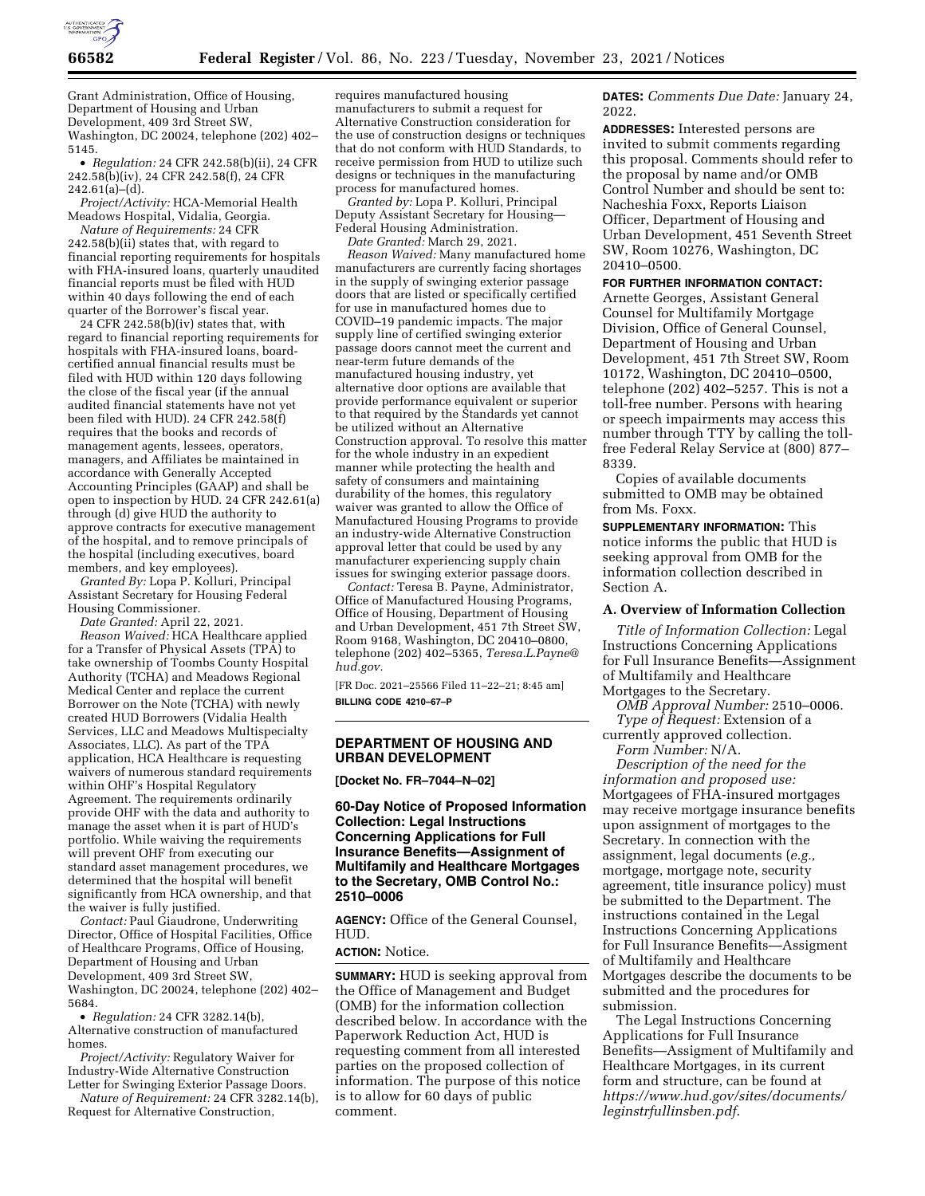Grant Administration, Office of Housing, Department of Housing and Urban Development, 409 3rd Street SW, Washington, DC 20024, telephone (202) 402–5145.

• *Regulation:* 24 CFR 242.58(b)(ii), 24 CFR 242.58(b)(iv), 24 CFR 242.58(f), 24 CFR 242.61(a)–(d).

*Project/Activity:* HCA-Memorial Health Meadows Hospital, Vidalia, Georgia.

*Nature of Requirements:* 24 CFR 242.58(b)(ii) states that, with regard to financial reporting requirements for hospitals with FHA-insured loans, quarterly unaudited financial reports must be filed with HUD within 40 days following the end of each quarter of the Borrower's fiscal year.

24 CFR 242.58(b)(iv) states that, with regard to financial reporting requirements for hospitals with FHA-insured loans, board-certified annual financial results must be filed with HUD within 120 days following the close of the fiscal year (if the annual audited financial statements have not yet been filed with HUD). 24 CFR 242.58(f) requires that the books and records of management agents, lessees, operators, managers, and Affiliates be maintained in accordance with Generally Accepted Accounting Principles (GAAP) and shall be open to inspection by HUD. 24 CFR 242.61(a) through (d) give HUD the authority to approve contracts for executive management of the hospital, and to remove principals of the hospital (including executives, board members, and key employees).

*Granted By:* Lopa P. Kolluri, Principal Assistant Secretary for Housing Federal Housing Commissioner.

*Date Granted:* April 22, 2021.

*Reason Waived:* HCA Healthcare applied for a Transfer of Physical Assets (TPA) to take ownership of Toombs County Hospital Authority (TCHA) and Meadows Regional Medical Center and replace the current Borrower on the Note (TCHA) with newly created HUD Borrowers (Vidalia Health Services, LLC and Meadows Multispecialty Associates, LLC). As part of the TPA application, HCA Healthcare is requesting waivers of numerous standard requirements within OHF's Hospital Regulatory Agreement. The requirements ordinarily provide OHF with the data and authority to manage the asset when it is part of HUD's portfolio. While waiving the requirements will prevent OHF from executing our standard asset management procedures, we determined that the hospital will benefit significantly from HCA ownership, and that the waiver is fully justified.

*Contact:* Paul Giaudrone, Underwriting Director, Office of Hospital Facilities, Office of Healthcare Programs, Office of Housing, Department of Housing and Urban Development, 409 3rd Street SW, Washington, DC 20024, telephone (202) 402–5684.

• *Regulation:* 24 CFR 3282.14(b), Alternative construction of manufactured homes.

*Project/Activity:* Regulatory Waiver for Industry-Wide Alternative Construction Letter for Swinging Exterior Passage Doors.

*Nature of Requirement:* 24 CFR 3282.14(b), Request for Alternative Construction, requires manufactured housing manufacturers to submit a request for Alternative Construction consideration for the use of construction designs or techniques that do not conform with HUD Standards, to receive permission from HUD to utilize such designs or techniques in the manufacturing process for manufactured homes.

*Granted by:* Lopa P. Kolluri, Principal Deputy Assistant Secretary for Housing—Federal Housing Administration.

*Date Granted:* March 29, 2021.

*Reason Waived:* Many manufactured home manufacturers are currently facing shortages in the supply of swinging exterior passage doors that are listed or specifically certified for use in manufactured homes due to COVID–19 pandemic impacts. The major supply line of certified swinging exterior passage doors cannot meet the current and near-term future demands of the manufactured housing industry, yet alternative door options are available that provide performance equivalent or superior to that required by the Standards yet cannot be utilized without an Alternative Construction approval. To resolve this matter for the whole industry in an expedient manner while protecting the health and safety of consumers and maintaining durability of the homes, this regulatory waiver was granted to allow the Office of Manufactured Housing Programs to provide an industry-wide Alternative Construction approval letter that could be used by any manufacturer experiencing supply chain issues for swinging exterior passage doors.

*Contact:* Teresa B. Payne, Administrator, Office of Manufactured Housing Programs, Office of Housing, Department of Housing and Urban Development, 451 7th Street SW, Room 9168, Washington, DC 20410–0800, telephone (202) 402–5365, *Teresa.L.Payne@hud.gov.*

[FR Doc. 2021–25566 Filed 11–22–21; 8:45 am]

**BILLING CODE 4210–67–P**

## DEPARTMENT OF HOUSING AND URBAN DEVELOPMENT

**[Docket No. FR–7044–N–02]**

## 60-Day Notice of Proposed Information Collection: Legal Instructions Concerning Applications for Full Insurance Benefits—Assignment of Multifamily and Healthcare Mortgages to the Secretary, OMB Control No.: 2510–0006

**AGENCY:** Office of the General Counsel, HUD.

**ACTION:** Notice.

**SUMMARY:** HUD is seeking approval from the Office of Management and Budget (OMB) for the information collection described below. In accordance with the Paperwork Reduction Act, HUD is requesting comment from all interested parties on the proposed collection of information. The purpose of this notice is to allow for 60 days of public comment.

**DATES:** *Comments Due Date:* January 24, 2022.

**ADDRESSES:** Interested persons are invited to submit comments regarding this proposal. Comments should refer to the proposal by name and/or OMB Control Number and should be sent to: Nacheshia Foxx, Reports Liaison Officer, Department of Housing and Urban Development, 451 Seventh Street SW, Room 10276, Washington, DC 20410–0500.

**FOR FURTHER INFORMATION CONTACT:** Arnette Georges, Assistant General Counsel for Multifamily Mortgage Division, Office of General Counsel, Department of Housing and Urban Development, 451 7th Street SW, Room 10172, Washington, DC 20410–0500, telephone (202) 402–5257. This is not a toll-free number. Persons with hearing or speech impairments may access this number through TTY by calling the toll-free Federal Relay Service at (800) 877–8339.

Copies of available documents submitted to OMB may be obtained from Ms. Foxx.

**SUPPLEMENTARY INFORMATION:** This notice informs the public that HUD is seeking approval from OMB for the information collection described in Section A.

### A. Overview of Information Collection

*Title of Information Collection:* Legal Instructions Concerning Applications for Full Insurance Benefits—Assignment of Multifamily and Healthcare Mortgages to the Secretary.

*OMB Approval Number:* 2510–0006.

*Type of Request:* Extension of a currently approved collection.

*Form Number:* N/A.

*Description of the need for the information and proposed use:* Mortgagees of FHA-insured mortgages may receive mortgage insurance benefits upon assignment of mortgages to the Secretary. In connection with the assignment, legal documents (*e.g.,* mortgage, mortgage note, security agreement, title insurance policy) must be submitted to the Department. The instructions contained in the Legal Instructions Concerning Applications for Full Insurance Benefits—Assigment of Multifamily and Healthcare Mortgages describe the documents to be submitted and the procedures for submission.

The Legal Instructions Concerning Applications for Full Insurance Benefits—Assigment of Multifamily and Healthcare Mortgages, in its current form and structure, can be found at *https://www.hud.gov/sites/documents/leginstrfullinsben.pdf.*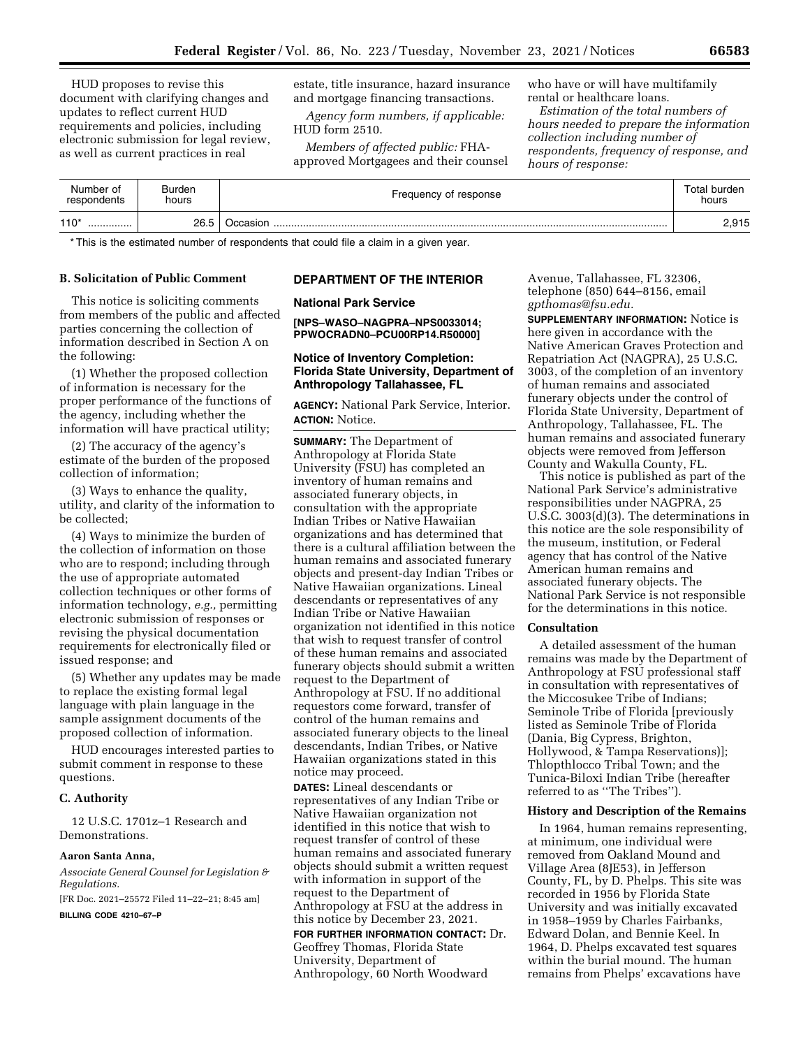HUD proposes to revise this document with clarifying changes and updates to reflect current HUD requirements and policies, including electronic submission for legal review, as well as current practices in real estate, title insurance, hazard insurance and mortgage financing transactions.

*Agency form numbers, if applicable:* HUD form 2510.

*Members of affected public:* FHA-approved Mortgagees and their counsel who have or will have multifamily rental or healthcare loans.

*Estimation of the total numbers of hours needed to prepare the information collection including number of respondents, frequency of response, and hours of response:*

| Number of respondents | Burden hours | Frequency of response | Total burden hours |
|---|---|---|---|
| 110* | 26.5 | Occasion | 2,915 |

\* This is the estimated number of respondents that could file a claim in a given year.

**B. Solicitation of Public Comment**

This notice is soliciting comments from members of the public and affected parties concerning the collection of information described in Section A on the following:

(1) Whether the proposed collection of information is necessary for the proper performance of the functions of the agency, including whether the information will have practical utility;

(2) The accuracy of the agency's estimate of the burden of the proposed collection of information;

(3) Ways to enhance the quality, utility, and clarity of the information to be collected;

(4) Ways to minimize the burden of the collection of information on those who are to respond; including through the use of appropriate automated collection techniques or other forms of information technology, *e.g.,* permitting electronic submission of responses or revising the physical documentation requirements for electronically filed or issued response; and

(5) Whether any updates may be made to replace the existing formal legal language with plain language in the sample assignment documents of the proposed collection of information.

HUD encourages interested parties to submit comment in response to these questions.

**C. Authority**

12 U.S.C. 1701z–1 Research and Demonstrations.

**Aaron Santa Anna,**

*Associate General Counsel for Legislation & Regulations.*

[FR Doc. 2021–25572 Filed 11–22–21; 8:45 am]

**BILLING CODE 4210–67–P**

## DEPARTMENT OF THE INTERIOR

### National Park Service

**[NPS–WASO–NAGPRA–NPS0033014; PPWOCRADN0–PCU00RP14.R50000]**

### Notice of Inventory Completion: Florida State University, Department of Anthropology Tallahassee, FL

**AGENCY:** National Park Service, Interior.

**ACTION:** Notice.

**SUMMARY:** The Department of Anthropology at Florida State University (FSU) has completed an inventory of human remains and associated funerary objects, in consultation with the appropriate Indian Tribes or Native Hawaiian organizations and has determined that there is a cultural affiliation between the human remains and associated funerary objects and present-day Indian Tribes or Native Hawaiian organizations. Lineal descendants or representatives of any Indian Tribe or Native Hawaiian organization not identified in this notice that wish to request transfer of control of these human remains and associated funerary objects should submit a written request to the Department of Anthropology at FSU. If no additional requestors come forward, transfer of control of the human remains and associated funerary objects to the lineal descendants, Indian Tribes, or Native Hawaiian organizations stated in this notice may proceed.

**DATES:** Lineal descendants or representatives of any Indian Tribe or Native Hawaiian organization not identified in this notice that wish to request transfer of control of these human remains and associated funerary objects should submit a written request with information in support of the request to the Department of Anthropology at FSU at the address in this notice by December 23, 2021.

**FOR FURTHER INFORMATION CONTACT:** Dr. Geoffrey Thomas, Florida State University, Department of Anthropology, 60 North Woodward Avenue, Tallahassee, FL 32306, telephone (850) 644–8156, email *gpthomas@fsu.edu.*

**SUPPLEMENTARY INFORMATION:** Notice is here given in accordance with the Native American Graves Protection and Repatriation Act (NAGPRA), 25 U.S.C. 3003, of the completion of an inventory of human remains and associated funerary objects under the control of Florida State University, Department of Anthropology, Tallahassee, FL. The human remains and associated funerary objects were removed from Jefferson County and Wakulla County, FL.

This notice is published as part of the National Park Service's administrative responsibilities under NAGPRA, 25 U.S.C. 3003(d)(3). The determinations in this notice are the sole responsibility of the museum, institution, or Federal agency that has control of the Native American human remains and associated funerary objects. The National Park Service is not responsible for the determinations in this notice.

**Consultation**

A detailed assessment of the human remains was made by the Department of Anthropology at FSU professional staff in consultation with representatives of the Miccosukee Tribe of Indians; Seminole Tribe of Florida [previously listed as Seminole Tribe of Florida (Dania, Big Cypress, Brighton, Hollywood, & Tampa Reservations)]; Thlopthlocco Tribal Town; and the Tunica-Biloxi Indian Tribe (hereafter referred to as ''The Tribes'').

**History and Description of the Remains**

In 1964, human remains representing, at minimum, one individual were removed from Oakland Mound and Village Area (8JE53), in Jefferson County, FL, by D. Phelps. This site was recorded in 1956 by Florida State University and was initially excavated in 1958–1959 by Charles Fairbanks, Edward Dolan, and Bennie Keel. In 1964, D. Phelps excavated test squares within the burial mound. The human remains from Phelps' excavations have